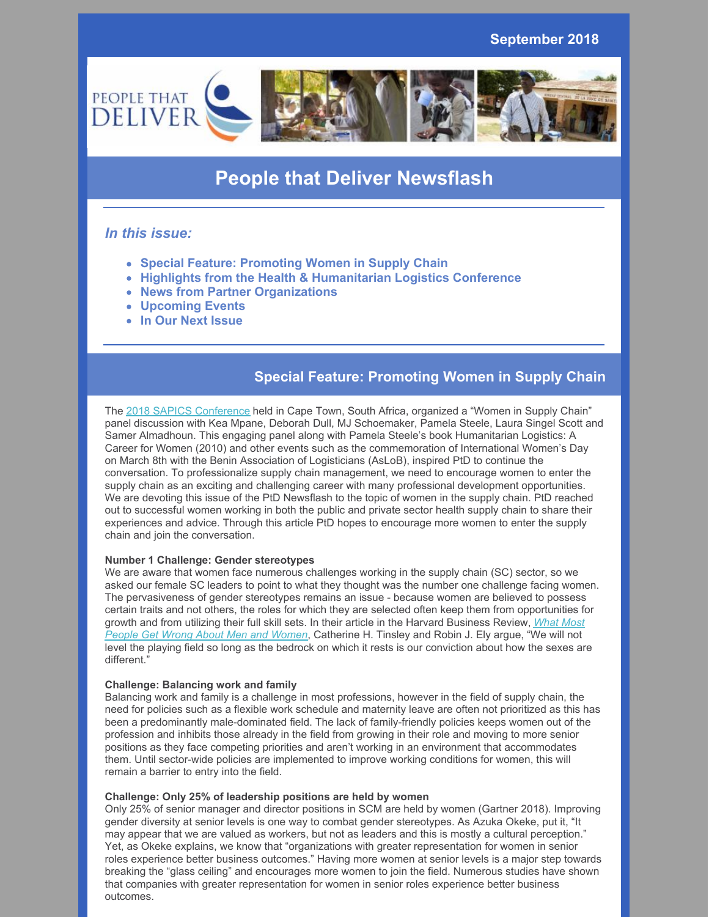September 2018

# People that Deliver Newsflash

### *In this issue:*

- **Special Feature: Promoting Women in Supply Chain**
- **Highlights from the Health & Humanitarian Logistics Conference**
- **News from Partner Organizations**
- **Upcoming Events**
- **In Our Next Issue**

## Special Feature: Promoting Women in Supply Chain

The 2018 SAPICS Conference held in Cape Town, South Africa, organized a "Women in Supply Chain" panel discussion with Kea Mpane, Deborah Dull, MJ Schoemaker, Pamela Steele, Laura Singel Scott and Samer Almadhoun. This engaging panel along with Pamela Steele's book Humanitarian Logistics: A Career for Women (2010) and other events such as the commemoration of International Women's Day on March 8th with the Benin Association of Logisticians (AsLoB), inspired PtD to continue the conversation. To professionalize supply chain management, we need to encourage women to enter the supply chain as an exciting and challenging career with many professional development opportunities. We are devoting this issue of the PtD Newsflash to the topic of women in the supply chain. PtD reached out to successful women working in both the public and private sector health supply chain to share their experiences and advice. Through this article PtD hopes to encourage more women to enter the supply chain and join the conversation.

**Number 1 Challenge: Gender stereotypes**
We are aware that women face numerous challenges working in the supply chain (SC) sector, so we asked our female SC leaders to point to what they thought was the number one challenge facing women. The pervasiveness of gender stereotypes remains an issue - because women are believed to possess certain traits and not others, the roles for which they are selected often keep them from opportunities for growth and from utilizing their full skill sets. In their article in the Harvard Business Review, *What Most People Get Wrong About Men and Women*, Catherine H. Tinsley and Robin J. Ely argue, "We will not level the playing field so long as the bedrock on which it rests is our conviction about how the sexes are different."

**Challenge: Balancing work and family**
Balancing work and family is a challenge in most professions, however in the field of supply chain, the need for policies such as a flexible work schedule and maternity leave are often not prioritized as this has been a predominantly male-dominated field. The lack of family-friendly policies keeps women out of the profession and inhibits those already in the field from growing in their role and moving to more senior positions as they face competing priorities and aren't working in an environment that accommodates them. Until sector-wide policies are implemented to improve working conditions for women, this will remain a barrier to entry into the field.

**Challenge: Only 25% of leadership positions are held by women**
Only 25% of senior manager and director positions in SCM are held by women (Gartner 2018). Improving gender diversity at senior levels is one way to combat gender stereotypes. As Azuka Okeke, put it, "It may appear that we are valued as workers, but not as leaders and this is mostly a cultural perception." Yet, as Okeke explains, we know that "organizations with greater representation for women in senior roles experience better business outcomes." Having more women at senior levels is a major step towards breaking the "glass ceiling" and encourages more women to join the field. Numerous studies have shown that companies with greater representation for women in senior roles experience better business outcomes.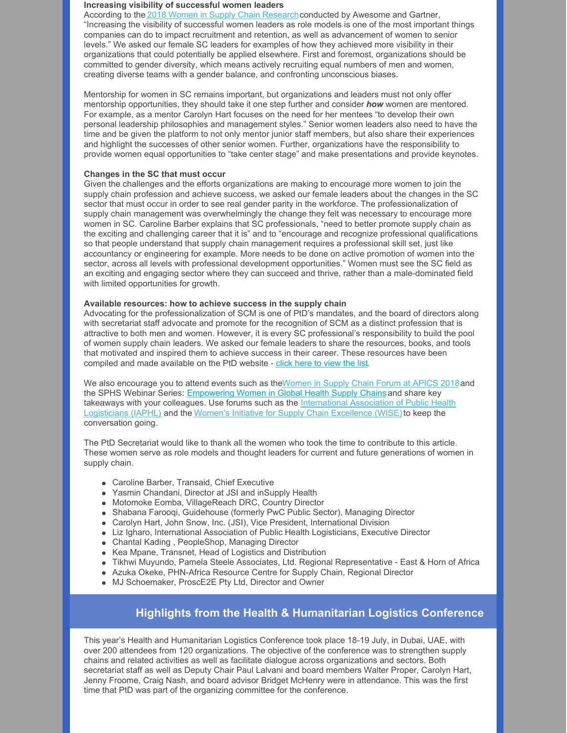**Increasing visibility of successful women leaders**

According to the 2018 Women in Supply Chain Research conducted by Awesome and Gartner, "Increasing the visibility of successful women leaders as role models is one of the most important things companies can do to impact recruitment and retention, as well as advancement of women to senior levels." We asked our female SC leaders for examples of how they achieved more visibility in their organizations that could potentially be applied elsewhere. First and foremost, organizations should be committed to gender diversity, which means actively recruiting equal numbers of men and women, creating diverse teams with a gender balance, and confronting unconscious biases.

Mentorship for women in SC remains important, but organizations and leaders must not only offer mentorship opportunities, they should take it one step further and consider ***how*** women are mentored. For example, as a mentor Carolyn Hart focuses on the need for her mentees "to develop their own personal leadership philosophies and management styles." Senior women leaders also need to have the time and be given the platform to not only mentor junior staff members, but also share their experiences and highlight the successes of other senior women. Further, organizations have the responsibility to provide women equal opportunities to "take center stage" and make presentations and provide keynotes.

**Changes in the SC that must occur**

Given the challenges and the efforts organizations are making to encourage more women to join the supply chain profession and achieve success, we asked our female leaders about the changes in the SC sector that must occur in order to see real gender parity in the workforce. The professionalization of supply chain management was overwhelmingly the change they felt was necessary to encourage more women in SC. Caroline Barber explains that SC professionals, "need to better promote supply chain as the exciting and challenging career that it is" and to "encourage and recognize professional qualifications so that people understand that supply chain management requires a professional skill set, just like accountancy or engineering for example. More needs to be done on active promotion of women into the sector, across all levels with professional development opportunities." Women must see the SC field as an exciting and engaging sector where they can succeed and thrive, rather than a male-dominated field with limited opportunities for growth.

**Available resources: how to achieve success in the supply chain**

Advocating for the professionalization of SCM is one of PtD's mandates, and the board of directors along with secretariat staff advocate and promote for the recognition of SCM as a distinct profession that is attractive to both men and women. However, it is every SC professional's responsibility to build the pool of women supply chain leaders. We asked our female leaders to share the resources, books, and tools that motivated and inspired them to achieve success in their career. These resources have been compiled and made available on the PtD website - click here to view the list.

We also encourage you to attend events such as the Women in Supply Chain Forum at APICS 2018 and the SPHS Webinar Series: Empowering Women in Global Health Supply Chains and share key takeaways with your colleagues. Use forums such as the International Association of Public Health Logisticians (IAPHL) and the Women's Initiative for Supply Chain Excellence (WISE) to keep the conversation going.

The PtD Secretariat would like to thank all the women who took the time to contribute to this article. These women serve as role models and thought leaders for current and future generations of women in supply chain.

- Caroline Barber, Transaid, Chief Executive
- Yasmin Chandani, Director at JSI and inSupply Health
- Motomoke Eomba, VillageReach DRC, Country Director
- Shabana Farooqi, Guidehouse (formerly PwC Public Sector), Managing Director
- Carolyn Hart, John Snow, Inc. (JSI), Vice President, International Division
- Liz Igharo, International Association of Public Health Logisticians, Executive Director
- Chantal Kading , PeopleShop, Managing Director
- Kea Mpane, Transnet, Head of Logistics and Distribution
- Tikhwi Muyundo, Pamela Steele Associates, Ltd. Regional Representative - East & Horn of Africa
- Azuka Okeke, PHN-Africa Resource Centre for Supply Chain, Regional Director
- MJ Schoemaker, ProscE2E Pty Ltd, Director and Owner

## Highlights from the Health & Humanitarian Logistics Conference

This year's Health and Humanitarian Logistics Conference took place 18-19 July, in Dubai, UAE, with over 200 attendees from 120 organizations. The objective of the conference was to strengthen supply chains and related activities as well as facilitate dialogue across organizations and sectors. Both secretariat staff as well as Deputy Chair Paul Lalvani and board members Walter Proper, Carolyn Hart, Jenny Froome, Craig Nash, and board advisor Bridget McHenry were in attendance. This was the first time that PtD was part of the organizing committee for the conference.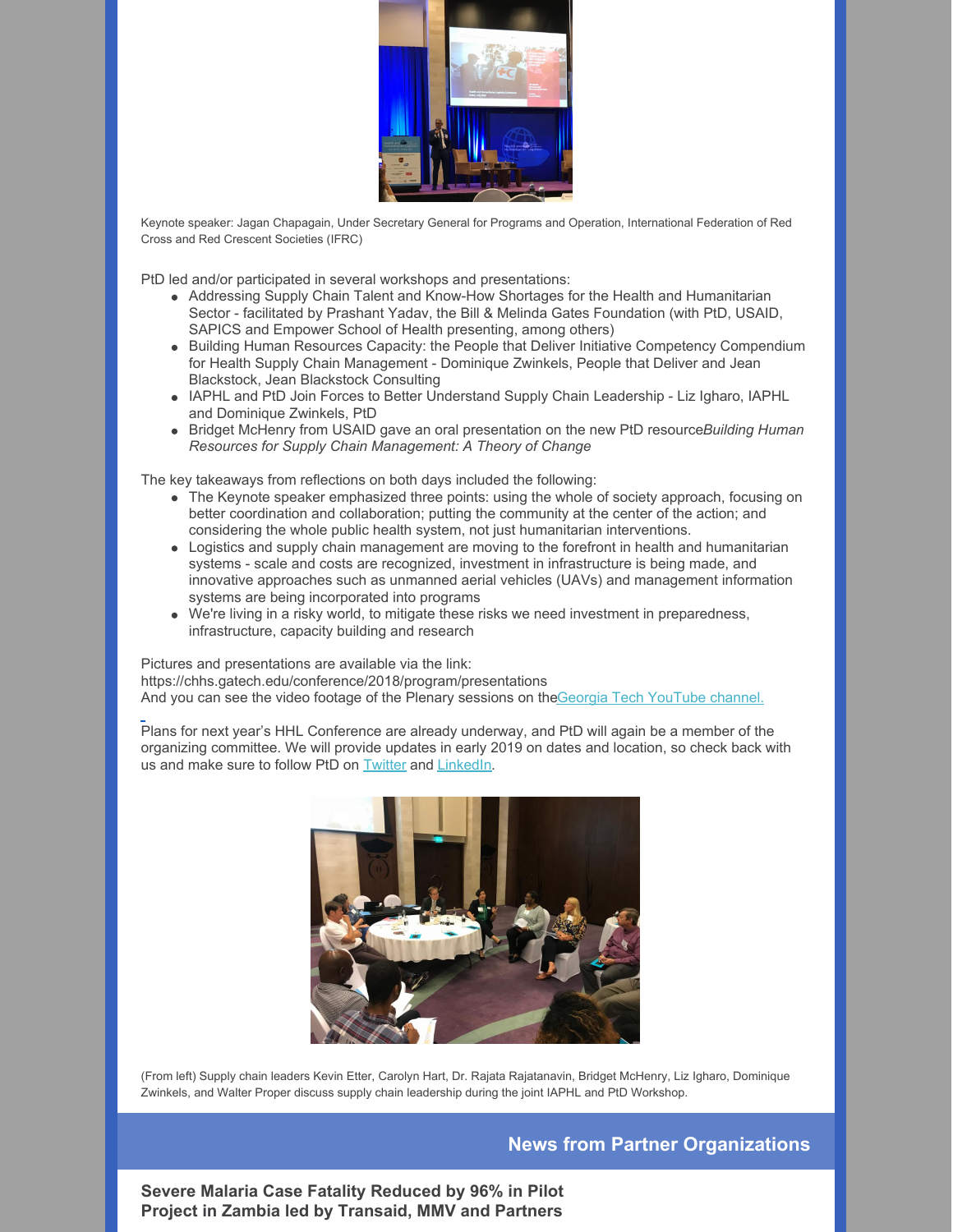Keynote speaker: Jagan Chapagain, Under Secretary General for Programs and Operation, International Federation of Red Cross and Red Crescent Societies (IFRC)

PtD led and/or participated in several workshops and presentations:

- Addressing Supply Chain Talent and Know-How Shortages for the Health and Humanitarian Sector - facilitated by Prashant Yadav, the Bill & Melinda Gates Foundation (with PtD, USAID, SAPICS and Empower School of Health presenting, among others)
- Building Human Resources Capacity: the People that Deliver Initiative Competency Compendium for Health Supply Chain Management - Dominique Zwinkels, People that Deliver and Jean Blackstock, Jean Blackstock Consulting
- IAPHL and PtD Join Forces to Better Understand Supply Chain Leadership - Liz Igharo, IAPHL and Dominique Zwinkels, PtD
- Bridget McHenry from USAID gave an oral presentation on the new PtD resource *Building Human Resources for Supply Chain Management: A Theory of Change*

The key takeaways from reflections on both days included the following:

- The Keynote speaker emphasized three points: using the whole of society approach, focusing on better coordination and collaboration; putting the community at the center of the action; and considering the whole public health system, not just humanitarian interventions.
- Logistics and supply chain management are moving to the forefront in health and humanitarian systems - scale and costs are recognized, investment in infrastructure is being made, and innovative approaches such as unmanned aerial vehicles (UAVs) and management information systems are being incorporated into programs
- We're living in a risky world, to mitigate these risks we need investment in preparedness, infrastructure, capacity building and research

Pictures and presentations are available via the link:
https://chhs.gatech.edu/conference/2018/program/presentations
And you can see the video footage of the Plenary sessions on the Georgia Tech YouTube channel.

Plans for next year's HHL Conference are already underway, and PtD will again be a member of the organizing committee. We will provide updates in early 2019 on dates and location, so check back with us and make sure to follow PtD on Twitter and LinkedIn.

(From left) Supply chain leaders Kevin Etter, Carolyn Hart, Dr. Rajata Rajatanavin, Bridget McHenry, Liz Igharo, Dominique Zwinkels, and Walter Proper discuss supply chain leadership during the joint IAPHL and PtD Workshop.

## News from Partner Organizations

### Severe Malaria Case Fatality Reduced by 96% in Pilot Project in Zambia led by Transaid, MMV and Partners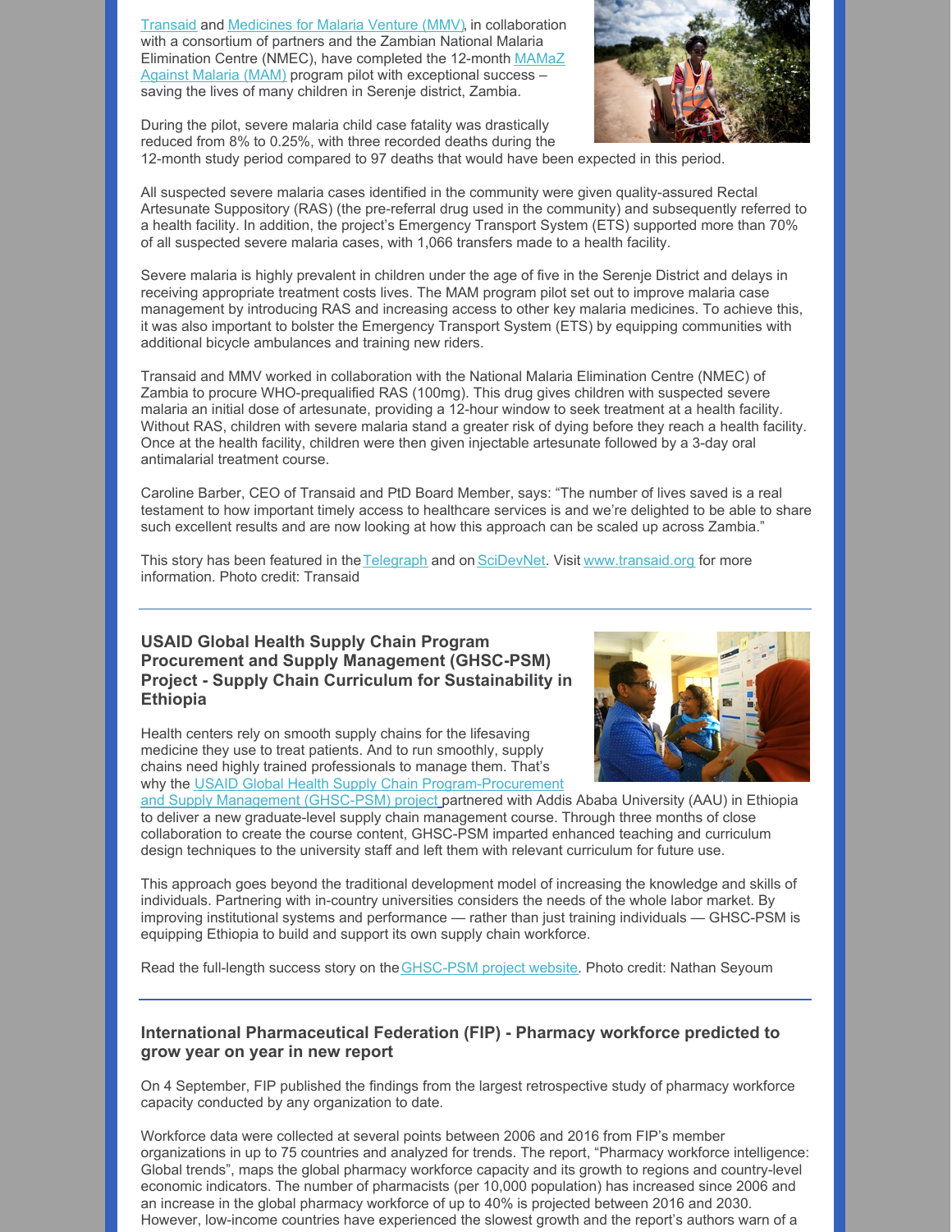Transaid and Medicines for Malaria Venture (MMV), in collaboration with a consortium of partners and the Zambian National Malaria Elimination Centre (NMEC), have completed the 12-month MAMaZ Against Malaria (MAM) program pilot with exceptional success – saving the lives of many children in Serenje district, Zambia.

During the pilot, severe malaria child case fatality was drastically reduced from 8% to 0.25%, with three recorded deaths during the 12-month study period compared to 97 deaths that would have been expected in this period.

All suspected severe malaria cases identified in the community were given quality-assured Rectal Artesunate Suppository (RAS) (the pre-referral drug used in the community) and subsequently referred to a health facility. In addition, the project's Emergency Transport System (ETS) supported more than 70% of all suspected severe malaria cases, with 1,066 transfers made to a health facility.

Severe malaria is highly prevalent in children under the age of five in the Serenje District and delays in receiving appropriate treatment costs lives. The MAM program pilot set out to improve malaria case management by introducing RAS and increasing access to other key malaria medicines. To achieve this, it was also important to bolster the Emergency Transport System (ETS) by equipping communities with additional bicycle ambulances and training new riders.

Transaid and MMV worked in collaboration with the National Malaria Elimination Centre (NMEC) of Zambia to procure WHO-prequalified RAS (100mg). This drug gives children with suspected severe malaria an initial dose of artesunate, providing a 12-hour window to seek treatment at a health facility. Without RAS, children with severe malaria stand a greater risk of dying before they reach a health facility. Once at the health facility, children were then given injectable artesunate followed by a 3-day oral antimalarial treatment course.

Caroline Barber, CEO of Transaid and PtD Board Member, says: "The number of lives saved is a real testament to how important timely access to healthcare services is and we're delighted to be able to share such excellent results and are now looking at how this approach can be scaled up across Zambia."

This story has been featured in the Telegraph and on SciDevNet. Visit www.transaid.org for more information. Photo credit: Transaid

---

### USAID Global Health Supply Chain Program Procurement and Supply Management (GHSC-PSM) Project - Supply Chain Curriculum for Sustainability in Ethiopia

Health centers rely on smooth supply chains for the lifesaving medicine they use to treat patients. And to run smoothly, supply chains need highly trained professionals to manage them. That's why the USAID Global Health Supply Chain Program-Procurement and Supply Management (GHSC-PSM) project partnered with Addis Ababa University (AAU) in Ethiopia to deliver a new graduate-level supply chain management course. Through three months of close collaboration to create the course content, GHSC-PSM imparted enhanced teaching and curriculum design techniques to the university staff and left them with relevant curriculum for future use.

This approach goes beyond the traditional development model of increasing the knowledge and skills of individuals. Partnering with in-country universities considers the needs of the whole labor market. By improving institutional systems and performance — rather than just training individuals — GHSC-PSM is equipping Ethiopia to build and support its own supply chain workforce.

Read the full-length success story on the GHSC-PSM project website. Photo credit: Nathan Seyoum

---

### International Pharmaceutical Federation (FIP) - Pharmacy workforce predicted to grow year on year in new report

On 4 September, FIP published the findings from the largest retrospective study of pharmacy workforce capacity conducted by any organization to date.

Workforce data were collected at several points between 2006 and 2016 from FIP's member organizations in up to 75 countries and analyzed for trends. The report, "Pharmacy workforce intelligence: Global trends", maps the global pharmacy workforce capacity and its growth to regions and country-level economic indicators. The number of pharmacists (per 10,000 population) has increased since 2006 and an increase in the global pharmacy workforce of up to 40% is projected between 2016 and 2030. However, low-income countries have experienced the slowest growth and the report's authors warn of a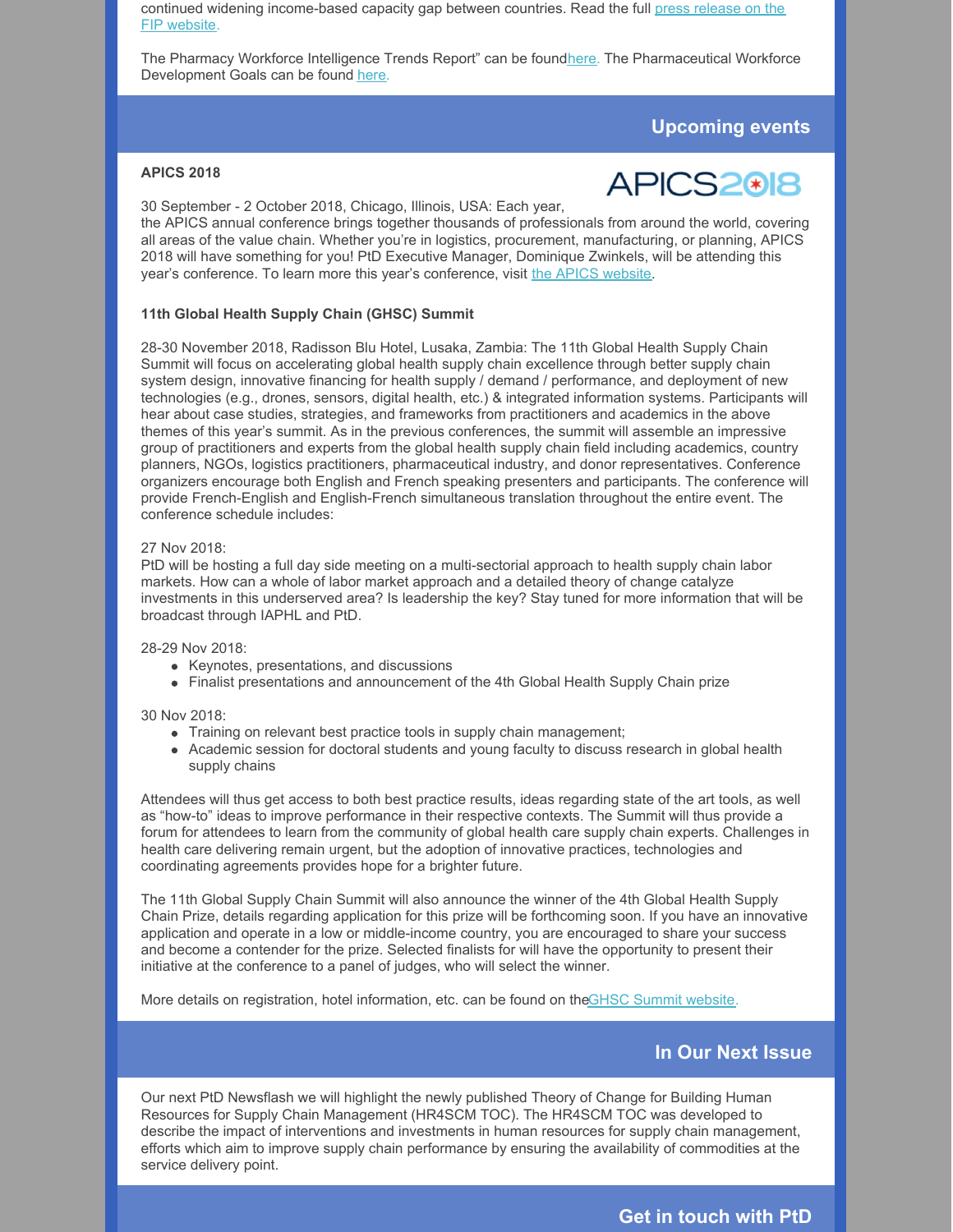continued widening income-based capacity gap between countries. Read the full press release on the FIP website.

The Pharmacy Workforce Intelligence Trends Report" can be foundhere. The Pharmaceutical Workforce Development Goals can be found here.

## Upcoming events

**APICS 2018**

30 September - 2 October 2018, Chicago, Illinois, USA: Each year, the APICS annual conference brings together thousands of professionals from around the world, covering all areas of the value chain. Whether you're in logistics, procurement, manufacturing, or planning, APICS 2018 will have something for you! PtD Executive Manager, Dominique Zwinkels, will be attending this year's conference. To learn more this year's conference, visit the APICS website.

**11th Global Health Supply Chain (GHSC) Summit**

28-30 November 2018, Radisson Blu Hotel, Lusaka, Zambia: The 11th Global Health Supply Chain Summit will focus on accelerating global health supply chain excellence through better supply chain system design, innovative financing for health supply / demand / performance, and deployment of new technologies (e.g., drones, sensors, digital health, etc.) & integrated information systems. Participants will hear about case studies, strategies, and frameworks from practitioners and academics in the above themes of this year's summit. As in the previous conferences, the summit will assemble an impressive group of practitioners and experts from the global health supply chain field including academics, country planners, NGOs, logistics practitioners, pharmaceutical industry, and donor representatives. Conference organizers encourage both English and French speaking presenters and participants. The conference will provide French-English and English-French simultaneous translation throughout the entire event. The conference schedule includes:

27 Nov 2018:
PtD will be hosting a full day side meeting on a multi-sectorial approach to health supply chain labor markets. How can a whole of labor market approach and a detailed theory of change catalyze investments in this underserved area? Is leadership the key? Stay tuned for more information that will be broadcast through IAPHL and PtD.

28-29 Nov 2018:

- Keynotes, presentations, and discussions
- Finalist presentations and announcement of the 4th Global Health Supply Chain prize

30 Nov 2018:

- Training on relevant best practice tools in supply chain management;
- Academic session for doctoral students and young faculty to discuss research in global health supply chains

Attendees will thus get access to both best practice results, ideas regarding state of the art tools, as well as "how-to" ideas to improve performance in their respective contexts. The Summit will thus provide a forum for attendees to learn from the community of global health care supply chain experts. Challenges in health care delivering remain urgent, but the adoption of innovative practices, technologies and coordinating agreements provides hope for a brighter future.

The 11th Global Supply Chain Summit will also announce the winner of the 4th Global Health Supply Chain Prize, details regarding application for this prize will be forthcoming soon. If you have an innovative application and operate in a low or middle-income country, you are encouraged to share your success and become a contender for the prize. Selected finalists for will have the opportunity to present their initiative at the conference to a panel of judges, who will select the winner.

More details on registration, hotel information, etc. can be found on theGHSC Summit website.

## In Our Next Issue

Our next PtD Newsflash we will highlight the newly published Theory of Change for Building Human Resources for Supply Chain Management (HR4SCM TOC). The HR4SCM TOC was developed to describe the impact of interventions and investments in human resources for supply chain management, efforts which aim to improve supply chain performance by ensuring the availability of commodities at the service delivery point.

## Get in touch with PtD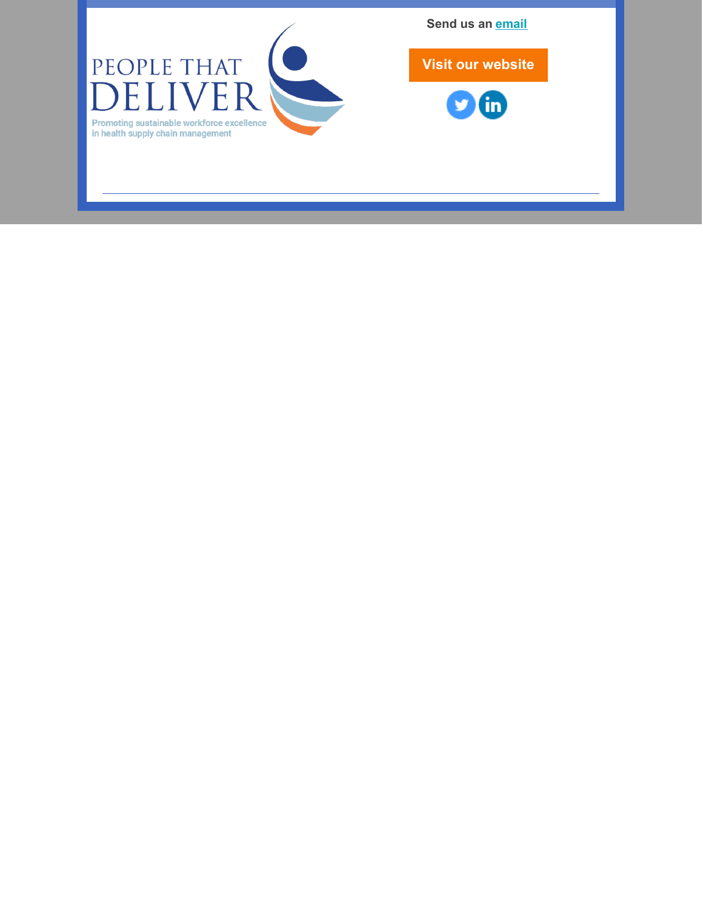PEOPLE THAT DELIVER

Promoting sustainable workforce excellence in health supply chain management

Send us an email

Visit our website

---